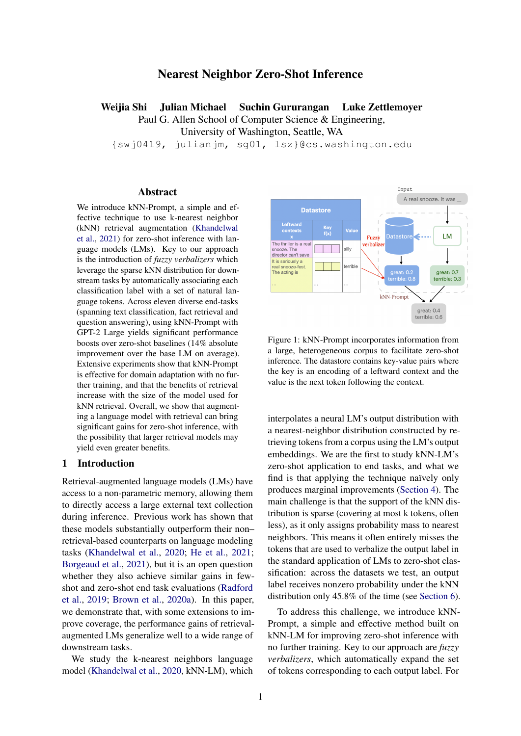# Nearest Neighbor Zero-Shot Inference

**Weijia Shi  Julian Michael  Suchin Gururangan  Luke Zettlemoyer**

Paul G. Allen School of Computer Science & Engineering,
University of Washington, Seattle, WA

{swj0419, julianjm, sg01, lsz}@cs.washington.edu

## Abstract

We introduce kNN-Prompt, a simple and effective technique to use k-nearest neighbor (kNN) retrieval augmentation (Khandelwal et al., 2021) for zero-shot inference with language models (LMs). Key to our approach is the introduction of *fuzzy verbalizers* which leverage the sparse kNN distribution for downstream tasks by automatically associating each classification label with a set of natural language tokens. Across eleven diverse end-tasks (spanning text classification, fact retrieval and question answering), using kNN-Prompt with GPT-2 Large yields significant performance boosts over zero-shot baselines (14% absolute improvement over the base LM on average). Extensive experiments show that kNN-Prompt is effective for domain adaptation with no further training, and that the benefits of retrieval increase with the size of the model used for kNN retrieval. Overall, we show that augmenting a language model with retrieval can bring significant gains for zero-shot inference, with the possibility that larger retrieval models may yield even greater benefits.

## 1 Introduction

Retrieval-augmented language models (LMs) have access to a non-parametric memory, allowing them to directly access a large external text collection during inference. Previous work has shown that these models substantially outperform their non–retrieval-based counterparts on language modeling tasks (Khandelwal et al., 2020; He et al., 2021; Borgeaud et al., 2021), but it is an open question whether they also achieve similar gains in few-shot and zero-shot end task evaluations (Radford et al., 2019; Brown et al., 2020a). In this paper, we demonstrate that, with some extensions to improve coverage, the performance gains of retrieval-augmented LMs generalize well to a wide range of downstream tasks.

We study the k-nearest neighbors language model (Khandelwal et al., 2020, kNN-LM), which interpolates a neural LM's output distribution with a nearest-neighbor distribution constructed by retrieving tokens from a corpus using the LM's output embeddings. We are the first to study kNN-LM's zero-shot application to end tasks, and what we find is that applying the technique naïvely only produces marginal improvements (Section 4). The main challenge is that the support of the kNN distribution is sparse (covering at most k tokens, often less), as it only assigns probability mass to nearest neighbors. This means it often entirely misses the tokens that are used to verbalize the output label in the standard application of LMs to zero-shot classification: across the datasets we test, an output label receives nonzero probability under the kNN distribution only 45.8% of the time (see Section 6).

To address this challenge, we introduce kNN-Prompt, a simple and effective method built on kNN-LM for improving zero-shot inference with no further training. Key to our approach are *fuzzy verbalizers*, which automatically expand the set of tokens corresponding to each output label. For

| Leftward contexts x | Key f(x) | Value |
|---|---|---|
| The thriller is a real snooze. The director can't save | | silly |
| It is seriously a real snooze-fest. The acting is | | terrible |
| ... | ... | ... |

Input: A real snooze. It was __

Datastore → Fuzzy verbalizer → great: 0.2, terrible: 0.8
LM → great: 0.7, terrible: 0.3
kNN-Prompt → great: 0.4, terrible: 0.6

Figure 1: kNN-Prompt incorporates information from a large, heterogeneous corpus to facilitate zero-shot inference. The datastore contains key-value pairs where the key is an encoding of a leftward context and the value is the next token following the context.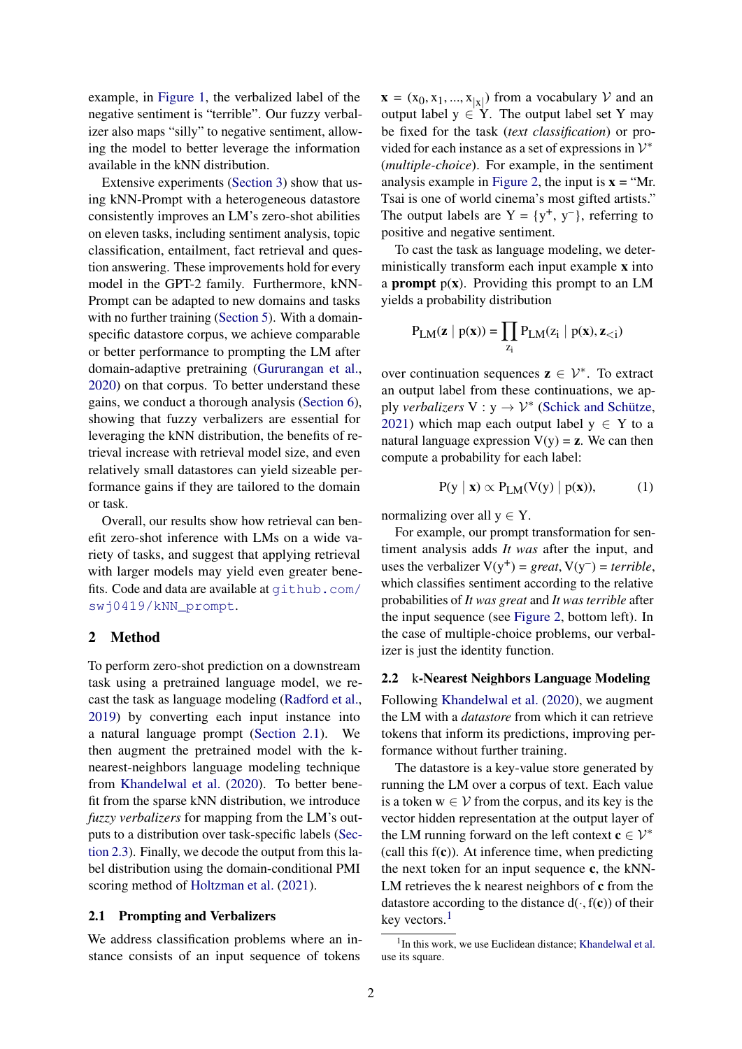example, in Figure 1, the verbalized label of the negative sentiment is "terrible". Our fuzzy verbalizer also maps "silly" to negative sentiment, allowing the model to better leverage the information available in the kNN distribution.

Extensive experiments (Section 3) show that using kNN-Prompt with a heterogeneous datastore consistently improves an LM's zero-shot abilities on eleven tasks, including sentiment analysis, topic classification, entailment, fact retrieval and question answering. These improvements hold for every model in the GPT-2 family. Furthermore, kNN-Prompt can be adapted to new domains and tasks with no further training (Section 5). With a domain-specific datastore corpus, we achieve comparable or better performance to prompting the LM after domain-adaptive pretraining (Gururangan et al., 2020) on that corpus. To better understand these gains, we conduct a thorough analysis (Section 6), showing that fuzzy verbalizers are essential for leveraging the kNN distribution, the benefits of retrieval increase with retrieval model size, and even relatively small datastores can yield sizeable performance gains if they are tailored to the domain or task.

Overall, our results show how retrieval can benefit zero-shot inference with LMs on a wide variety of tasks, and suggest that applying retrieval with larger models may yield even greater benefits. Code and data are available at `github.com/swj0419/kNN_prompt`.

## 2 Method

To perform zero-shot prediction on a downstream task using a pretrained language model, we recast the task as language modeling (Radford et al., 2019) by converting each input instance into a natural language prompt (Section 2.1). We then augment the pretrained model with the k-nearest-neighbors language modeling technique from Khandelwal et al. (2020). To better benefit from the sparse kNN distribution, we introduce *fuzzy verbalizers* for mapping from the LM's outputs to a distribution over task-specific labels (Section 2.3). Finally, we decode the output from this label distribution using the domain-conditional PMI scoring method of Holtzman et al. (2021).

### 2.1 Prompting and Verbalizers

We address classification problems where an instance consists of an input sequence of tokens $\mathbf{x} = (x_0, x_1, ..., x_{|x|})$ from a vocabulary $\mathcal{V}$ and an output label $y \in Y$. The output label set Y may be fixed for the task (*text classification*) or provided for each instance as a set of expressions in $\mathcal{V}^*$ (*multiple-choice*). For example, in the sentiment analysis example in Figure 2, the input is $\mathbf{x}$ = "Mr. Tsai is one of world cinema's most gifted artists." The output labels are $Y = \{y^+, y^-\}$, referring to positive and negative sentiment.

To cast the task as language modeling, we deterministically transform each input example $\mathbf{x}$ into a **prompt** $p(\mathbf{x})$. Providing this prompt to an LM yields a probability distribution

$$P_{LM}(\mathbf{z} \mid p(\mathbf{x})) = \prod_{z_i} P_{LM}(z_i \mid p(\mathbf{x}), \mathbf{z}_{<i})$$

over continuation sequences $\mathbf{z} \in \mathcal{V}^*$. To extract an output label from these continuations, we apply *verbalizers* $V : y \to \mathcal{V}^*$ (Schick and Schütze, 2021) which map each output label $y \in Y$ to a natural language expression $V(y) = \mathbf{z}$. We can then compute a probability for each label:

$$P(y \mid \mathbf{x}) \propto P_{LM}(V(y) \mid p(\mathbf{x})), \tag{1}$$

normalizing over all $y \in Y$.

For example, our prompt transformation for sentiment analysis adds *It was* after the input, and uses the verbalizer $V(y^+)$ = *great*, $V(y^-)$ = *terrible*, which classifies sentiment according to the relative probabilities of *It was great* and *It was terrible* after the input sequence (see Figure 2, bottom left). In the case of multiple-choice problems, our verbalizer is just the identity function.

### 2.2 k-Nearest Neighbors Language Modeling

Following Khandelwal et al. (2020), we augment the LM with a *datastore* from which it can retrieve tokens that inform its predictions, improving performance without further training.

The datastore is a key-value store generated by running the LM over a corpus of text. Each value is a token $w \in \mathcal{V}$ from the corpus, and its key is the vector hidden representation at the output layer of the LM running forward on the left context $\mathbf{c} \in \mathcal{V}^*$ (call this $f(\mathbf{c})$). At inference time, when predicting the next token for an input sequence $\mathbf{c}$, the kNN-LM retrieves the k nearest neighbors of $\mathbf{c}$ from the datastore according to the distance $d(\cdot, f(\mathbf{c}))$ of their key vectors.[1]

[1]In this work, we use Euclidean distance; Khandelwal et al. use its square.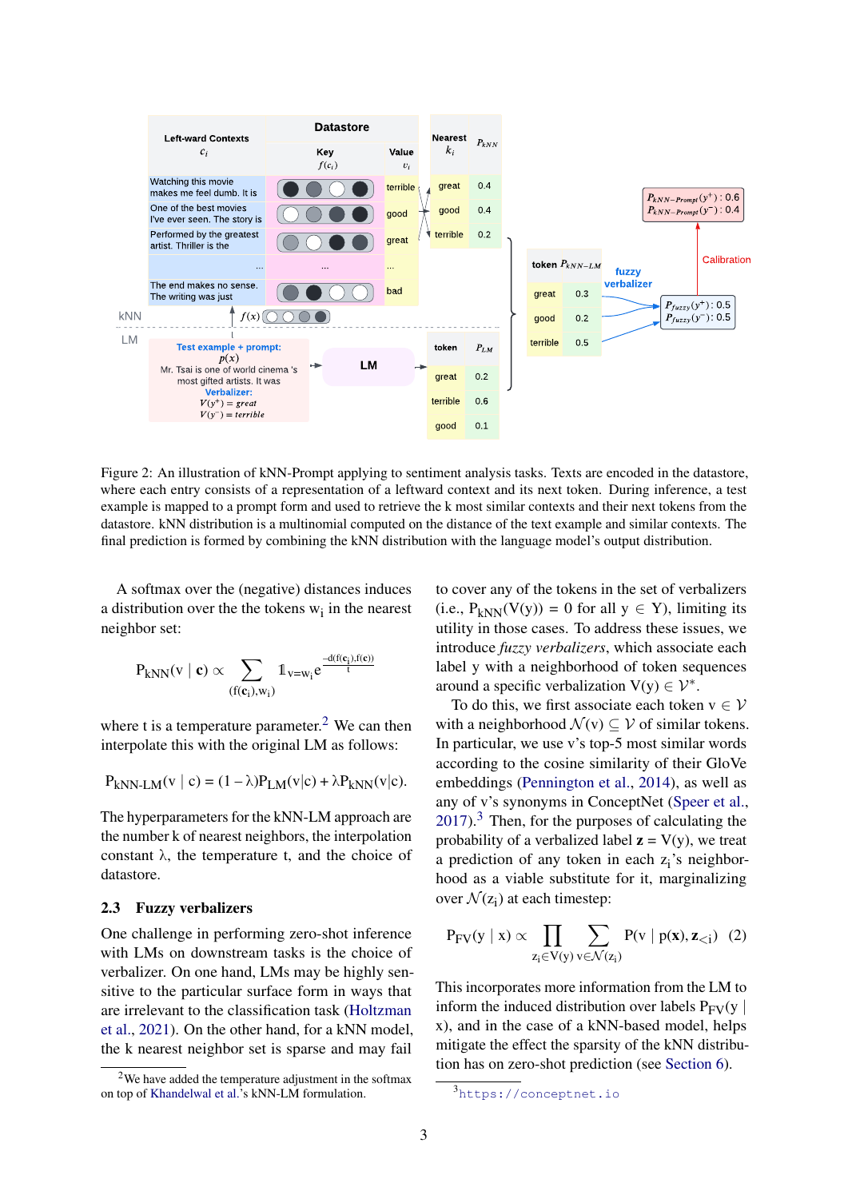Figure 2: An illustration of kNN-Prompt applying to sentiment analysis tasks. Texts are encoded in the datastore, where each entry consists of a representation of a leftward context and its next token. During inference, a test example is mapped to a prompt form and used to retrieve the k most similar contexts and their next tokens from the datastore. kNN distribution is a multinomial computed on the distance of the text example and similar contexts. The final prediction is formed by combining the kNN distribution with the language model's output distribution.

A softmax over the (negative) distances induces a distribution over the the tokens $w_i$ in the nearest neighbor set:

$$P_{kNN}(v \mid \mathbf{c}) \propto \sum_{(f(\mathbf{c}_i), w_i)} \mathbb{1}_{v=w_i} e^{\frac{-d(f(\mathbf{c}_i), f(\mathbf{c}))}{t}}$$

where t is a temperature parameter.[2] We can then interpolate this with the original LM as follows:

$$P_{kNN\text{-}LM}(v \mid c) = (1 - \lambda)P_{LM}(v|c) + \lambda P_{kNN}(v|c).$$

The hyperparameters for the kNN-LM approach are the number k of nearest neighbors, the interpolation constant λ, the temperature t, and the choice of datastore.

### 2.3 Fuzzy verbalizers

One challenge in performing zero-shot inference with LMs on downstream tasks is the choice of verbalizer. On one hand, LMs may be highly sensitive to the particular surface form in ways that are irrelevant to the classification task (Holtzman et al., 2021). On the other hand, for a kNN model, the k nearest neighbor set is sparse and may fail to cover any of the tokens in the set of verbalizers (i.e., $P_{kNN}(V(y)) = 0$ for all $y \in Y$), limiting its utility in those cases. To address these issues, we introduce *fuzzy verbalizers*, which associate each label y with a neighborhood of token sequences around a specific verbalization $V(y) \in \mathcal{V}^*$.

To do this, we first associate each token $v \in \mathcal{V}$ with a neighborhood $\mathcal{N}(v) \subseteq \mathcal{V}$ of similar tokens. In particular, we use v's top-5 most similar words according to the cosine similarity of their GloVe embeddings (Pennington et al., 2014), as well as any of v's synonyms in ConceptNet (Speer et al., 2017).[3] Then, for the purposes of calculating the probability of a verbalized label $\mathbf{z} = V(y)$, we treat a prediction of any token in each $z_i$'s neighborhood as a viable substitute for it, marginalizing over $\mathcal{N}(z_i)$ at each timestep:

$$P_{FV}(y \mid x) \propto \prod_{z_i \in V(y)} \sum_{v \in \mathcal{N}(z_i)} P(v \mid p(\mathbf{x}), \mathbf{z}_{<i}) \quad (2)$$

This incorporates more information from the LM to inform the induced distribution over labels $P_{FV}(y \mid x)$, and in the case of a kNN-based model, helps mitigate the effect the sparsity of the kNN distribution has on zero-shot prediction (see Section 6).

[2] We have added the temperature adjustment in the softmax on top of Khandelwal et al.'s kNN-LM formulation.

[3] https://conceptnet.io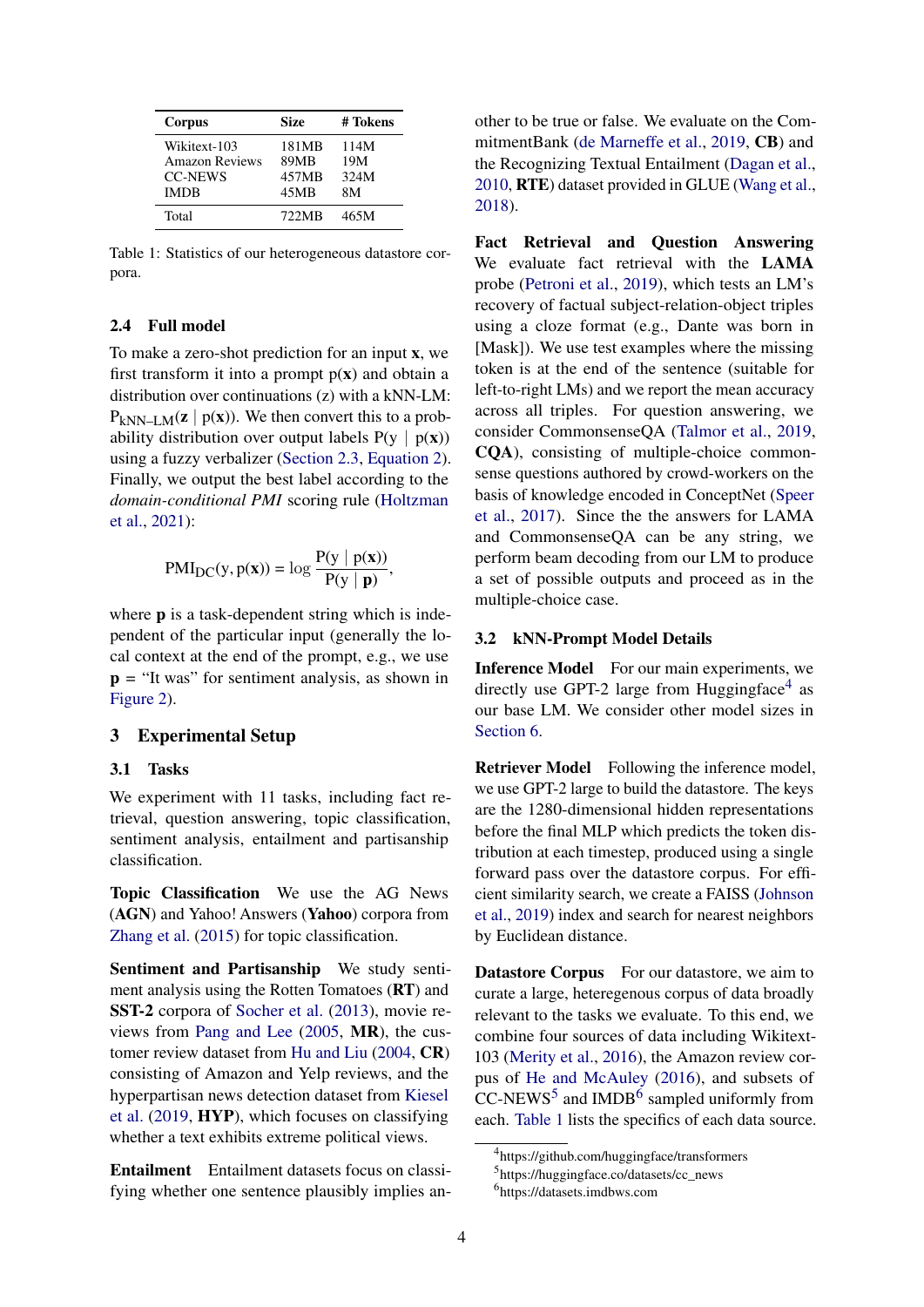| Corpus | Size | # Tokens |
|---|---|---|
| Wikitext-103 | 181MB | 114M |
| Amazon Reviews | 89MB | 19M |
| CC-NEWS | 457MB | 324M |
| IMDB | 45MB | 8M |
| Total | 722MB | 465M |

Table 1: Statistics of our heterogeneous datastore corpora.

### 2.4 Full model

To make a zero-shot prediction for an input $\mathbf{x}$, we first transform it into a prompt $p(\mathbf{x})$ and obtain a distribution over continuations (z) with a kNN-LM: $P_{\text{kNN-LM}}(\mathbf{z} \mid p(\mathbf{x}))$. We then convert this to a probability distribution over output labels $P(y \mid p(\mathbf{x}))$ using a fuzzy verbalizer (Section 2.3, Equation 2). Finally, we output the best label according to the *domain-conditional PMI* scoring rule (Holtzman et al., 2021):

$$\text{PMI}_{\text{DC}}(y, p(\mathbf{x})) = \log \frac{P(y \mid p(\mathbf{x}))}{P(y \mid \mathbf{p})},$$

where $\mathbf{p}$ is a task-dependent string which is independent of the particular input (generally the local context at the end of the prompt, e.g., we use $\mathbf{p}$ = "It was" for sentiment analysis, as shown in Figure 2).

## 3 Experimental Setup

### 3.1 Tasks

We experiment with 11 tasks, including fact retrieval, question answering, topic classification, sentiment analysis, entailment and partisanship classification.

**Topic Classification** We use the AG News (**AGN**) and Yahoo! Answers (**Yahoo**) corpora from Zhang et al. (2015) for topic classification.

**Sentiment and Partisanship** We study sentiment analysis using the Rotten Tomatoes (**RT**) and **SST-2** corpora of Socher et al. (2013), movie reviews from Pang and Lee (2005, **MR**), the customer review dataset from Hu and Liu (2004, **CR**) consisting of Amazon and Yelp reviews, and the hyperpartisan news detection dataset from Kiesel et al. (2019, **HYP**), which focuses on classifying whether a text exhibits extreme political views.

**Entailment** Entailment datasets focus on classifying whether one sentence plausibly implies another to be true or false. We evaluate on the CommitmentBank (de Marneffe et al., 2019, **CB**) and the Recognizing Textual Entailment (Dagan et al., 2010, **RTE**) dataset provided in GLUE (Wang et al., 2018).

**Fact Retrieval and Question Answering** We evaluate fact retrieval with the **LAMA** probe (Petroni et al., 2019), which tests an LM's recovery of factual subject-relation-object triples using a cloze format (e.g., Dante was born in [Mask]). We use test examples where the missing token is at the end of the sentence (suitable for left-to-right LMs) and we report the mean accuracy across all triples. For question answering, we consider CommonsenseQA (Talmor et al., 2019, **CQA**), consisting of multiple-choice commonsense questions authored by crowd-workers on the basis of knowledge encoded in ConceptNet (Speer et al., 2017). Since the the answers for LAMA and CommonsenseQA can be any string, we perform beam decoding from our LM to produce a set of possible outputs and proceed as in the multiple-choice case.

### 3.2 kNN-Prompt Model Details

**Inference Model** For our main experiments, we directly use GPT-2 large from Huggingface[4] as our base LM. We consider other model sizes in Section 6.

**Retriever Model** Following the inference model, we use GPT-2 large to build the datastore. The keys are the 1280-dimensional hidden representations before the final MLP which predicts the token distribution at each timestep, produced using a single forward pass over the datastore corpus. For efficient similarity search, we create a FAISS (Johnson et al., 2019) index and search for nearest neighbors by Euclidean distance.

**Datastore Corpus** For our datastore, we aim to curate a large, heteregenous corpus of data broadly relevant to the tasks we evaluate. To this end, we combine four sources of data including Wikitext-103 (Merity et al., 2016), the Amazon review corpus of He and McAuley (2016), and subsets of CC-NEWS[5] and IMDB[6] sampled uniformly from each. Table 1 lists the specifics of each data source.

[4] https://github.com/huggingface/transformers
[5] https://huggingface.co/datasets/cc_news
[6] https://datasets.imdbws.com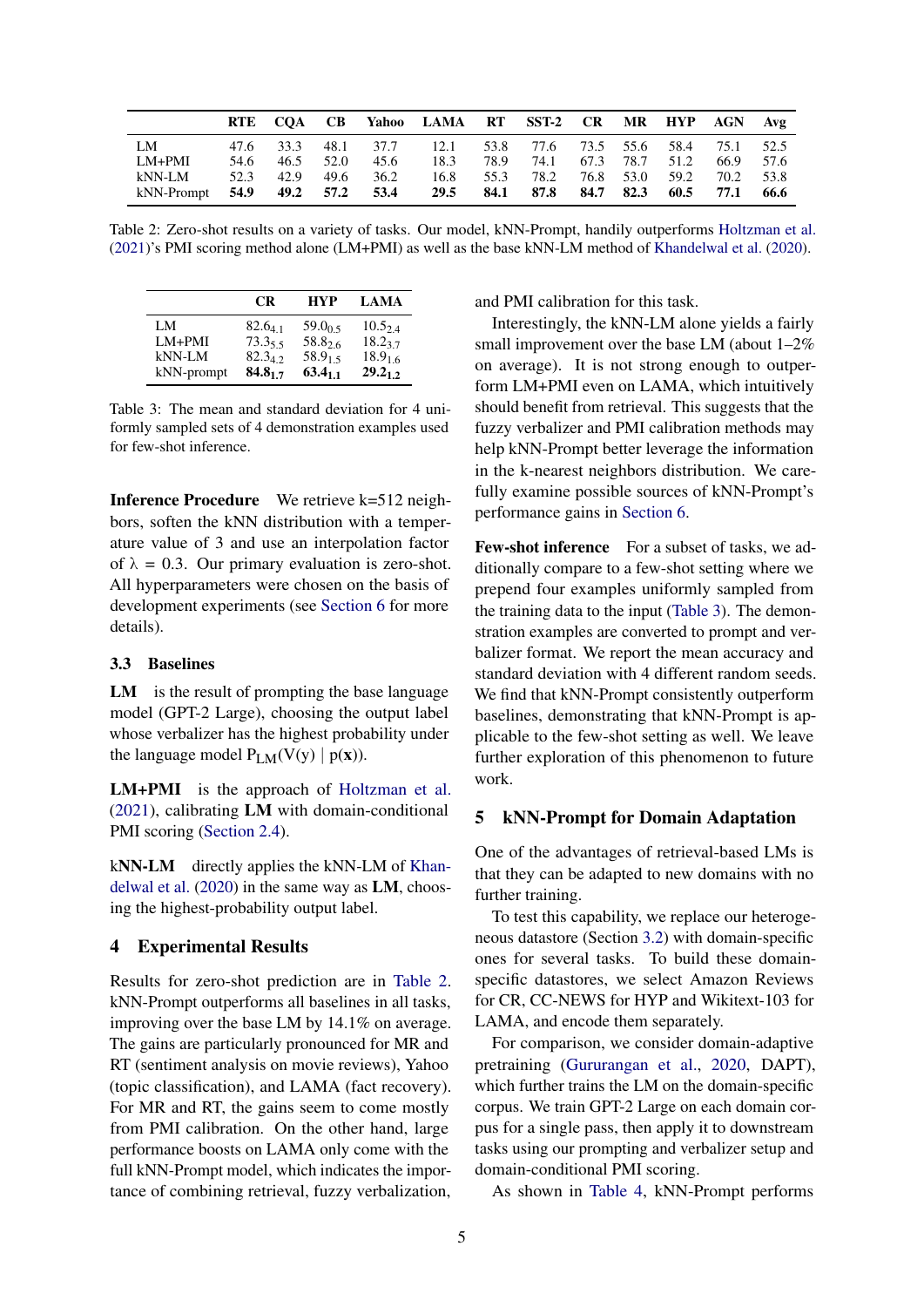| | RTE | CQA | CB | Yahoo | LAMA | RT | SST-2 | CR | MR | HYP | AGN | Avg |
|---|---|---|---|---|---|---|---|---|---|---|---|---|
| LM | 47.6 | 33.3 | 48.1 | 37.7 | 12.1 | 53.8 | 77.6 | 73.5 | 55.6 | 58.4 | 75.1 | 52.5 |
| LM+PMI | 54.6 | 46.5 | 52.0 | 45.6 | 18.3 | 78.9 | 74.1 | 67.3 | 78.7 | 51.2 | 66.9 | 57.6 |
| kNN-LM | 52.3 | 42.9 | 49.6 | 36.2 | 16.8 | 55.3 | 78.2 | 76.8 | 53.0 | 59.2 | 70.2 | 53.8 |
| kNN-Prompt | **54.9** | **49.2** | **57.2** | **53.4** | **29.5** | **84.1** | **87.8** | **84.7** | **82.3** | **60.5** | **77.1** | **66.6** |

Table 2: Zero-shot results on a variety of tasks. Our model, kNN-Prompt, handily outperforms Holtzman et al. (2021)'s PMI scoring method alone (LM+PMI) as well as the base kNN-LM method of Khandelwal et al. (2020).

| | CR | HYP | LAMA |
|---|---|---|---|
| LM | $82.6_{4.1}$ | $59.0_{0.5}$ | $10.5_{2.4}$ |
| LM+PMI | $73.3_{5.5}$ | $58.8_{2.6}$ | $18.2_{3.7}$ |
| kNN-LM | $82.3_{4.2}$ | $58.9_{1.5}$ | $18.9_{1.6}$ |
| kNN-prompt | $\mathbf{84.8_{1.7}}$ | $\mathbf{63.4_{1.1}}$ | $\mathbf{29.2_{1.2}}$ |

Table 3: The mean and standard deviation for 4 uniformly sampled sets of 4 demonstration examples used for few-shot inference.

**Inference Procedure** We retrieve k=512 neighbors, soften the kNN distribution with a temperature value of 3 and use an interpolation factor of $\lambda = 0.3$. Our primary evaluation is zero-shot. All hyperparameters were chosen on the basis of development experiments (see Section 6 for more details).

### 3.3 Baselines

**LM** is the result of prompting the base language model (GPT-2 Large), choosing the output label whose verbalizer has the highest probability under the language model $P_{LM}(V(y) \mid p(\mathbf{x}))$.

**LM+PMI** is the approach of Holtzman et al. (2021), calibrating **LM** with domain-conditional PMI scoring (Section 2.4).

**kNN-LM** directly applies the kNN-LM of Khandelwal et al. (2020) in the same way as **LM**, choosing the highest-probability output label.

## 4 Experimental Results

Results for zero-shot prediction are in Table 2. kNN-Prompt outperforms all baselines in all tasks, improving over the base LM by 14.1% on average. The gains are particularly pronounced for MR and RT (sentiment analysis on movie reviews), Yahoo (topic classification), and LAMA (fact recovery). For MR and RT, the gains seem to come mostly from PMI calibration. On the other hand, large performance boosts on LAMA only come with the full kNN-Prompt model, which indicates the importance of combining retrieval, fuzzy verbalization, and PMI calibration for this task.

Interestingly, the kNN-LM alone yields a fairly small improvement over the base LM (about 1–2% on average). It is not strong enough to outperform LM+PMI even on LAMA, which intuitively should benefit from retrieval. This suggests that the fuzzy verbalizer and PMI calibration methods may help kNN-Prompt better leverage the information in the k-nearest neighbors distribution. We carefully examine possible sources of kNN-Prompt's performance gains in Section 6.

**Few-shot inference** For a subset of tasks, we additionally compare to a few-shot setting where we prepend four examples uniformly sampled from the training data to the input (Table 3). The demonstration examples are converted to prompt and verbalizer format. We report the mean accuracy and standard deviation with 4 different random seeds. We find that kNN-Prompt consistently outperform baselines, demonstrating that kNN-Prompt is applicable to the few-shot setting as well. We leave further exploration of this phenomenon to future work.

## 5 kNN-Prompt for Domain Adaptation

One of the advantages of retrieval-based LMs is that they can be adapted to new domains with no further training.

To test this capability, we replace our heterogeneous datastore (Section 3.2) with domain-specific ones for several tasks. To build these domain-specific datastores, we select Amazon Reviews for CR, CC-NEWS for HYP and Wikitext-103 for LAMA, and encode them separately.

For comparison, we consider domain-adaptive pretraining (Gururangan et al., 2020, DAPT), which further trains the LM on the domain-specific corpus. We train GPT-2 Large on each domain corpus for a single pass, then apply it to downstream tasks using our prompting and verbalizer setup and domain-conditional PMI scoring.

As shown in Table 4, kNN-Prompt performs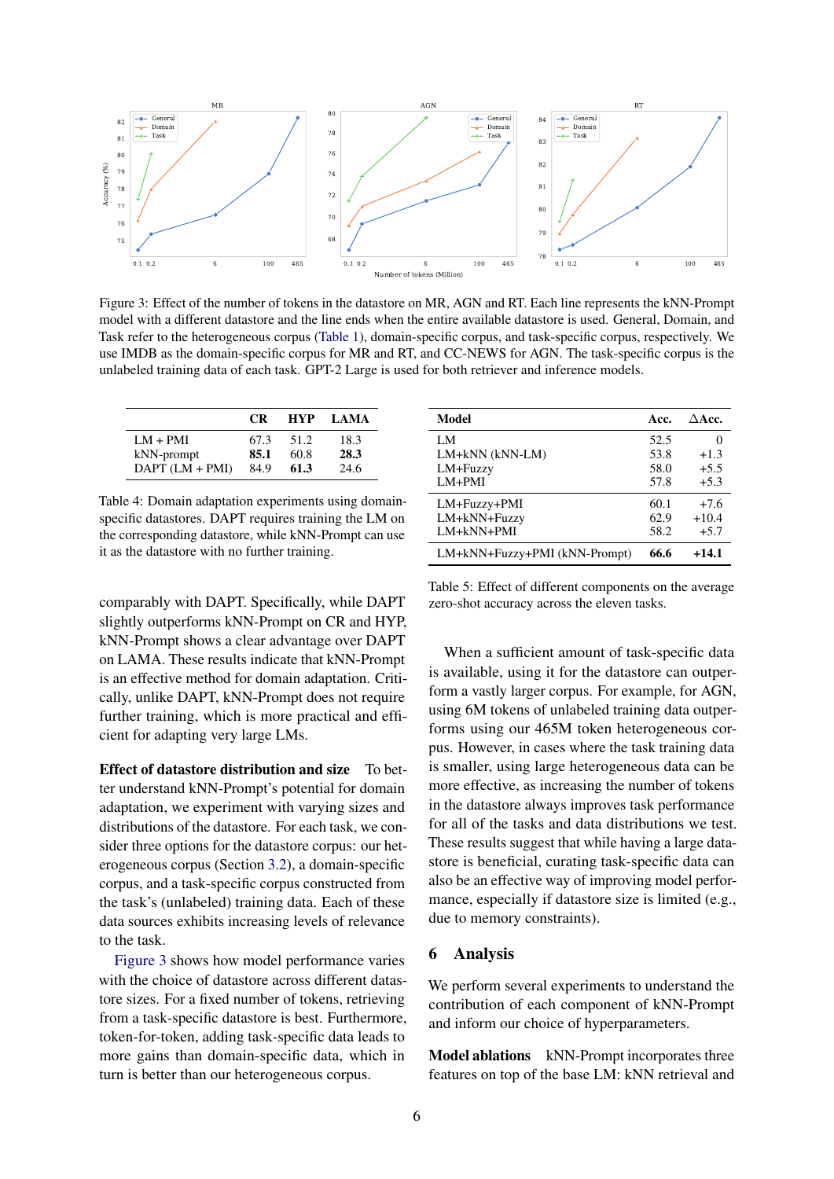Figure 3: Effect of the number of tokens in the datastore on MR, AGN and RT. Each line represents the kNN-Prompt model with a different datastore and the line ends when the entire available datastore is used. General, Domain, and Task refer to the heterogeneous corpus (Table 1), domain-specific corpus, and task-specific corpus, respectively. We use IMDB as the domain-specific corpus for MR and RT, and CC-NEWS for AGN. The task-specific corpus is the unlabeled training data of each task. GPT-2 Large is used for both retriever and inference models.

| | CR | HYP | LAMA |
|---|---|---|---|
| LM + PMI | 67.3 | 51.2 | 18.3 |
| kNN-prompt | **85.1** | 60.8 | **28.3** |
| DAPT (LM + PMI) | 84.9 | **61.3** | 24.6 |

Table 4: Domain adaptation experiments using domain-specific datastores. DAPT requires training the LM on the corresponding datastore, while kNN-Prompt can use it as the datastore with no further training.

comparably with DAPT. Specifically, while DAPT slightly outperforms kNN-Prompt on CR and HYP, kNN-Prompt shows a clear advantage over DAPT on LAMA. These results indicate that kNN-Prompt is an effective method for domain adaptation. Critically, unlike DAPT, kNN-Prompt does not require further training, which is more practical and efficient for adapting very large LMs.

**Effect of datastore distribution and size** To better understand kNN-Prompt's potential for domain adaptation, we experiment with varying sizes and distributions of the datastore. For each task, we consider three options for the datastore corpus: our heterogeneous corpus (Section 3.2), a domain-specific corpus, and a task-specific corpus constructed from the task's (unlabeled) training data. Each of these data sources exhibits increasing levels of relevance to the task.

Figure 3 shows how model performance varies with the choice of datastore across different datastore sizes. For a fixed number of tokens, retrieving from a task-specific datastore is best. Furthermore, token-for-token, adding task-specific data leads to more gains than domain-specific data, which in turn is better than our heterogeneous corpus.

| Model | Acc. | ΔAcc. |
|---|---|---|
| LM | 52.5 | 0 |
| LM+kNN (kNN-LM) | 53.8 | +1.3 |
| LM+Fuzzy | 58.0 | +5.5 |
| LM+PMI | 57.8 | +5.3 |
| LM+Fuzzy+PMI | 60.1 | +7.6 |
| LM+kNN+Fuzzy | 62.9 | +10.4 |
| LM+kNN+PMI | 58.2 | +5.7 |
| LM+kNN+Fuzzy+PMI (kNN-Prompt) | **66.6** | **+14.1** |

Table 5: Effect of different components on the average zero-shot accuracy across the eleven tasks.

When a sufficient amount of task-specific data is available, using it for the datastore can outperform a vastly larger corpus. For example, for AGN, using 6M tokens of unlabeled training data outperforms using our 465M token heterogeneous corpus. However, in cases where the task training data is smaller, using large heterogeneous data can be more effective, as increasing the number of tokens in the datastore always improves task performance for all of the tasks and data distributions we test. These results suggest that while having a large datastore is beneficial, curating task-specific data can also be an effective way of improving model performance, especially if datastore size is limited (e.g., due to memory constraints).

## 6 Analysis

We perform several experiments to understand the contribution of each component of kNN-Prompt and inform our choice of hyperparameters.

**Model ablations** kNN-Prompt incorporates three features on top of the base LM: kNN retrieval and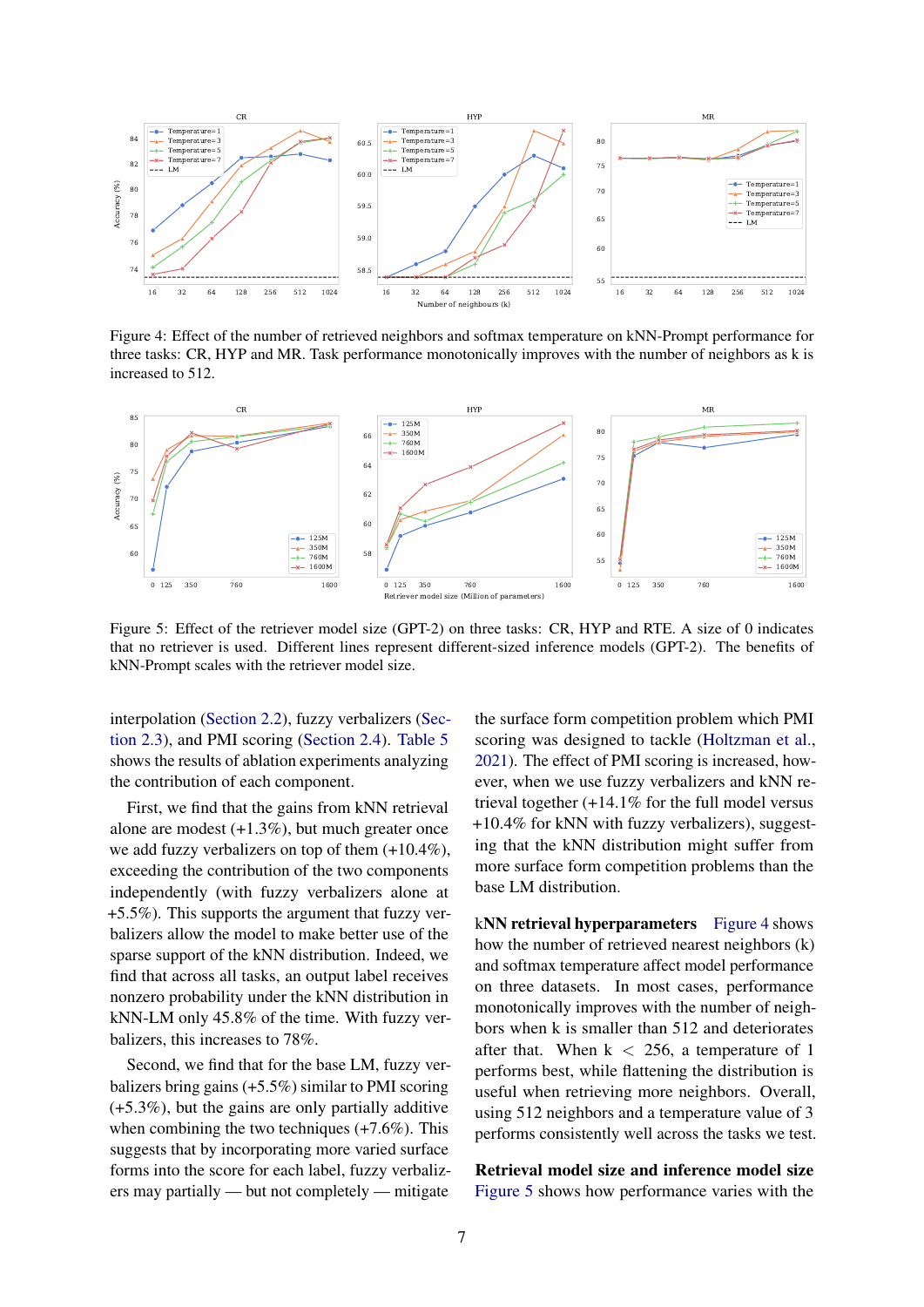Figure 4: Effect of the number of retrieved neighbors and softmax temperature on kNN-Prompt performance for three tasks: CR, HYP and MR. Task performance monotonically improves with the number of neighbors as k is increased to 512.

Figure 5: Effect of the retriever model size (GPT-2) on three tasks: CR, HYP and RTE. A size of 0 indicates that no retriever is used. Different lines represent different-sized inference models (GPT-2). The benefits of kNN-Prompt scales with the retriever model size.

interpolation (Section 2.2), fuzzy verbalizers (Section 2.3), and PMI scoring (Section 2.4). Table 5 shows the results of ablation experiments analyzing the contribution of each component.

First, we find that the gains from kNN retrieval alone are modest (+1.3%), but much greater once we add fuzzy verbalizers on top of them (+10.4%), exceeding the contribution of the two components independently (with fuzzy verbalizers alone at +5.5%). This supports the argument that fuzzy verbalizers allow the model to make better use of the sparse support of the kNN distribution. Indeed, we find that across all tasks, an output label receives nonzero probability under the kNN distribution in kNN-LM only 45.8% of the time. With fuzzy verbalizers, this increases to 78%.

Second, we find that for the base LM, fuzzy verbalizers bring gains (+5.5%) similar to PMI scoring (+5.3%), but the gains are only partially additive when combining the two techniques (+7.6%). This suggests that by incorporating more varied surface forms into the score for each label, fuzzy verbalizers may partially — but not completely — mitigate the surface form competition problem which PMI scoring was designed to tackle (Holtzman et al., 2021). The effect of PMI scoring is increased, however, when we use fuzzy verbalizers and kNN retrieval together (+14.1% for the full model versus +10.4% for kNN with fuzzy verbalizers), suggesting that the kNN distribution might suffer from more surface form competition problems than the base LM distribution.

**kNN retrieval hyperparameters** Figure 4 shows how the number of retrieved nearest neighbors (k) and softmax temperature affect model performance on three datasets. In most cases, performance monotonically improves with the number of neighbors when k is smaller than 512 and deteriorates after that. When $k < 256$, a temperature of 1 performs best, while flattening the distribution is useful when retrieving more neighbors. Overall, using 512 neighbors and a temperature value of 3 performs consistently well across the tasks we test.

**Retrieval model size and inference model size** Figure 5 shows how performance varies with the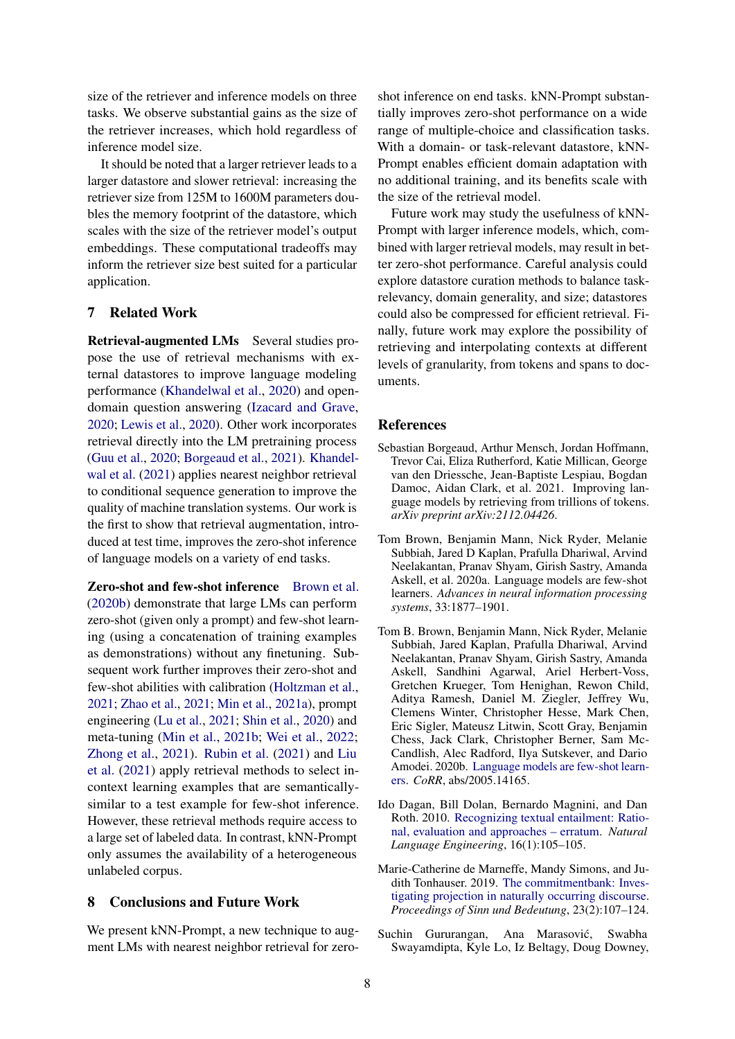size of the retriever and inference models on three tasks. We observe substantial gains as the size of the retriever increases, which hold regardless of inference model size.

It should be noted that a larger retriever leads to a larger datastore and slower retrieval: increasing the retriever size from 125M to 1600M parameters doubles the memory footprint of the datastore, which scales with the size of the retriever model's output embeddings. These computational tradeoffs may inform the retriever size best suited for a particular application.

## 7 Related Work

**Retrieval-augmented LMs** Several studies propose the use of retrieval mechanisms with external datastores to improve language modeling performance (Khandelwal et al., 2020) and open-domain question answering (Izacard and Grave, 2020; Lewis et al., 2020). Other work incorporates retrieval directly into the LM pretraining process (Guu et al., 2020; Borgeaud et al., 2021). Khandelwal et al. (2021) applies nearest neighbor retrieval to conditional sequence generation to improve the quality of machine translation systems. Our work is the first to show that retrieval augmentation, introduced at test time, improves the zero-shot inference of language models on a variety of end tasks.

**Zero-shot and few-shot inference** Brown et al. (2020b) demonstrate that large LMs can perform zero-shot (given only a prompt) and few-shot learning (using a concatenation of training examples as demonstrations) without any finetuning. Subsequent work further improves their zero-shot and few-shot abilities with calibration (Holtzman et al., 2021; Zhao et al., 2021; Min et al., 2021a), prompt engineering (Lu et al., 2021; Shin et al., 2020) and meta-tuning (Min et al., 2021b; Wei et al., 2022; Zhong et al., 2021). Rubin et al. (2021) and Liu et al. (2021) apply retrieval methods to select in-context learning examples that are semantically-similar to a test example for few-shot inference. However, these retrieval methods require access to a large set of labeled data. In contrast, kNN-Prompt only assumes the availability of a heterogeneous unlabeled corpus.

## 8 Conclusions and Future Work

We present kNN-Prompt, a new technique to augment LMs with nearest neighbor retrieval for zero-shot inference on end tasks. kNN-Prompt substantially improves zero-shot performance on a wide range of multiple-choice and classification tasks. With a domain- or task-relevant datastore, kNN-Prompt enables efficient domain adaptation with no additional training, and its benefits scale with the size of the retrieval model.

Future work may study the usefulness of kNN-Prompt with larger inference models, which, combined with larger retrieval models, may result in better zero-shot performance. Careful analysis could explore datastore curation methods to balance task-relevancy, domain generality, and size; datastores could also be compressed for efficient retrieval. Finally, future work may explore the possibility of retrieving and interpolating contexts at different levels of granularity, from tokens and spans to documents.

## References

Sebastian Borgeaud, Arthur Mensch, Jordan Hoffmann, Trevor Cai, Eliza Rutherford, Katie Millican, George van den Driessche, Jean-Baptiste Lespiau, Bogdan Damoc, Aidan Clark, et al. 2021. Improving language models by retrieving from trillions of tokens. *arXiv preprint arXiv:2112.04426*.

Tom Brown, Benjamin Mann, Nick Ryder, Melanie Subbiah, Jared D Kaplan, Prafulla Dhariwal, Arvind Neelakantan, Pranav Shyam, Girish Sastry, Amanda Askell, et al. 2020a. Language models are few-shot learners. *Advances in neural information processing systems*, 33:1877–1901.

Tom B. Brown, Benjamin Mann, Nick Ryder, Melanie Subbiah, Jared Kaplan, Prafulla Dhariwal, Arvind Neelakantan, Pranav Shyam, Girish Sastry, Amanda Askell, Sandhini Agarwal, Ariel Herbert-Voss, Gretchen Krueger, Tom Henighan, Rewon Child, Aditya Ramesh, Daniel M. Ziegler, Jeffrey Wu, Clemens Winter, Christopher Hesse, Mark Chen, Eric Sigler, Mateusz Litwin, Scott Gray, Benjamin Chess, Jack Clark, Christopher Berner, Sam McCandlish, Alec Radford, Ilya Sutskever, and Dario Amodei. 2020b. Language models are few-shot learners. *CoRR*, abs/2005.14165.

Ido Dagan, Bill Dolan, Bernardo Magnini, and Dan Roth. 2010. Recognizing textual entailment: Rational, evaluation and approaches – erratum. *Natural Language Engineering*, 16(1):105–105.

Marie-Catherine de Marneffe, Mandy Simons, and Judith Tonhauser. 2019. The commitmentbank: Investigating projection in naturally occurring discourse. *Proceedings of Sinn und Bedeutung*, 23(2):107–124.

Suchin Gururangan, Ana Marasović, Swabha Swayamdipta, Kyle Lo, Iz Beltagy, Doug Downey,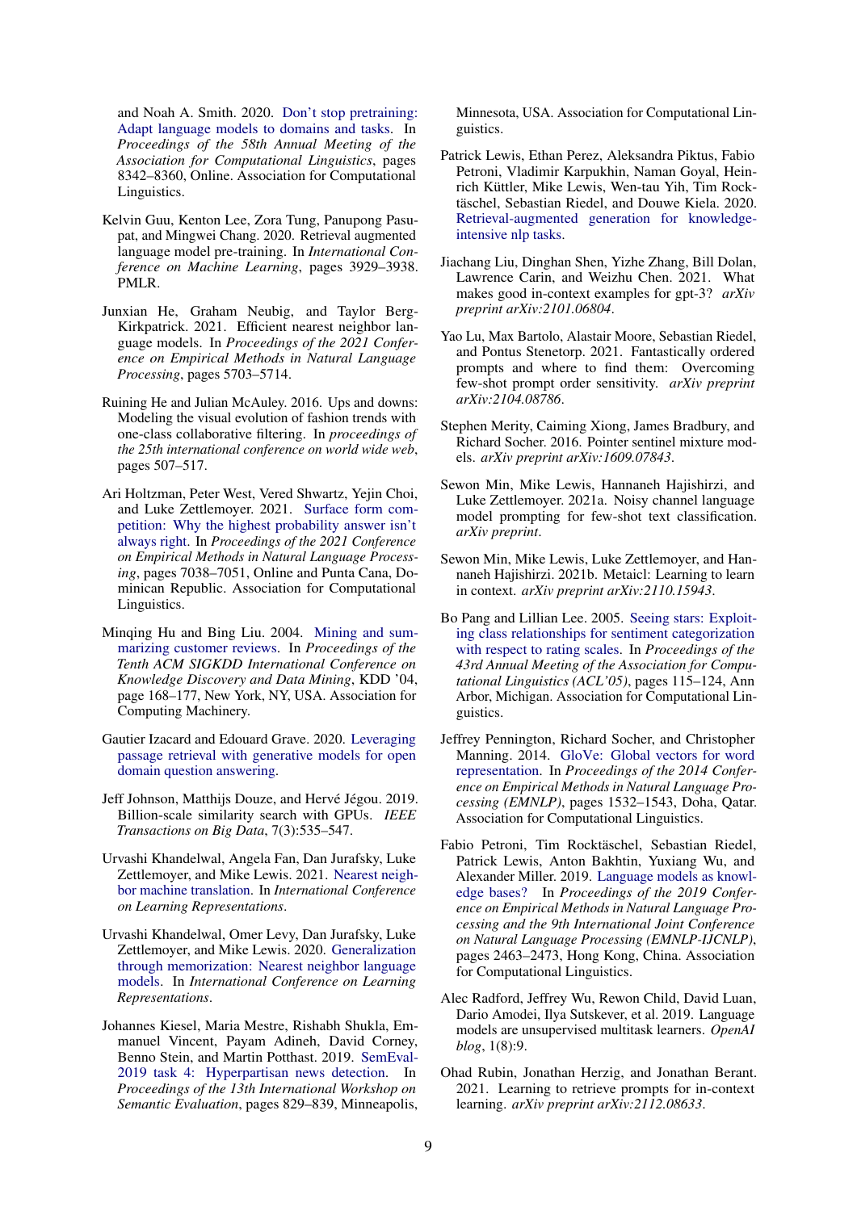and Noah A. Smith. 2020. Don't stop pretraining: Adapt language models to domains and tasks. In *Proceedings of the 58th Annual Meeting of the Association for Computational Linguistics*, pages 8342–8360, Online. Association for Computational Linguistics.

Kelvin Guu, Kenton Lee, Zora Tung, Panupong Pasupat, and Mingwei Chang. 2020. Retrieval augmented language model pre-training. In *International Conference on Machine Learning*, pages 3929–3938. PMLR.

Junxian He, Graham Neubig, and Taylor Berg-Kirkpatrick. 2021. Efficient nearest neighbor language models. In *Proceedings of the 2021 Conference on Empirical Methods in Natural Language Processing*, pages 5703–5714.

Ruining He and Julian McAuley. 2016. Ups and downs: Modeling the visual evolution of fashion trends with one-class collaborative filtering. In *proceedings of the 25th international conference on world wide web*, pages 507–517.

Ari Holtzman, Peter West, Vered Shwartz, Yejin Choi, and Luke Zettlemoyer. 2021. Surface form competition: Why the highest probability answer isn't always right. In *Proceedings of the 2021 Conference on Empirical Methods in Natural Language Processing*, pages 7038–7051, Online and Punta Cana, Dominican Republic. Association for Computational Linguistics.

Minqing Hu and Bing Liu. 2004. Mining and summarizing customer reviews. In *Proceedings of the Tenth ACM SIGKDD International Conference on Knowledge Discovery and Data Mining*, KDD '04, page 168–177, New York, NY, USA. Association for Computing Machinery.

Gautier Izacard and Edouard Grave. 2020. Leveraging passage retrieval with generative models for open domain question answering.

Jeff Johnson, Matthijs Douze, and Hervé Jégou. 2019. Billion-scale similarity search with GPUs. *IEEE Transactions on Big Data*, 7(3):535–547.

Urvashi Khandelwal, Angela Fan, Dan Jurafsky, Luke Zettlemoyer, and Mike Lewis. 2021. Nearest neighbor machine translation. In *International Conference on Learning Representations*.

Urvashi Khandelwal, Omer Levy, Dan Jurafsky, Luke Zettlemoyer, and Mike Lewis. 2020. Generalization through memorization: Nearest neighbor language models. In *International Conference on Learning Representations*.

Johannes Kiesel, Maria Mestre, Rishabh Shukla, Emmanuel Vincent, Payam Adineh, David Corney, Benno Stein, and Martin Potthast. 2019. SemEval-2019 task 4: Hyperpartisan news detection. In *Proceedings of the 13th International Workshop on Semantic Evaluation*, pages 829–839, Minneapolis, Minnesota, USA. Association for Computational Linguistics.

Patrick Lewis, Ethan Perez, Aleksandra Piktus, Fabio Petroni, Vladimir Karpukhin, Naman Goyal, Heinrich Küttler, Mike Lewis, Wen-tau Yih, Tim Rocktäschel, Sebastian Riedel, and Douwe Kiela. 2020. Retrieval-augmented generation for knowledge-intensive nlp tasks.

Jiachang Liu, Dinghan Shen, Yizhe Zhang, Bill Dolan, Lawrence Carin, and Weizhu Chen. 2021. What makes good in-context examples for gpt-3? *arXiv preprint arXiv:2101.06804*.

Yao Lu, Max Bartolo, Alastair Moore, Sebastian Riedel, and Pontus Stenetorp. 2021. Fantastically ordered prompts and where to find them: Overcoming few-shot prompt order sensitivity. *arXiv preprint arXiv:2104.08786*.

Stephen Merity, Caiming Xiong, James Bradbury, and Richard Socher. 2016. Pointer sentinel mixture models. *arXiv preprint arXiv:1609.07843*.

Sewon Min, Mike Lewis, Hannaneh Hajishirzi, and Luke Zettlemoyer. 2021a. Noisy channel language model prompting for few-shot text classification. *arXiv preprint*.

Sewon Min, Mike Lewis, Luke Zettlemoyer, and Hannaneh Hajishirzi. 2021b. Metaicl: Learning to learn in context. *arXiv preprint arXiv:2110.15943*.

Bo Pang and Lillian Lee. 2005. Seeing stars: Exploiting class relationships for sentiment categorization with respect to rating scales. In *Proceedings of the 43rd Annual Meeting of the Association for Computational Linguistics (ACL'05)*, pages 115–124, Ann Arbor, Michigan. Association for Computational Linguistics.

Jeffrey Pennington, Richard Socher, and Christopher Manning. 2014. GloVe: Global vectors for word representation. In *Proceedings of the 2014 Conference on Empirical Methods in Natural Language Processing (EMNLP)*, pages 1532–1543, Doha, Qatar. Association for Computational Linguistics.

Fabio Petroni, Tim Rocktäschel, Sebastian Riedel, Patrick Lewis, Anton Bakhtin, Yuxiang Wu, and Alexander Miller. 2019. Language models as knowledge bases? In *Proceedings of the 2019 Conference on Empirical Methods in Natural Language Processing and the 9th International Joint Conference on Natural Language Processing (EMNLP-IJCNLP)*, pages 2463–2473, Hong Kong, China. Association for Computational Linguistics.

Alec Radford, Jeffrey Wu, Rewon Child, David Luan, Dario Amodei, Ilya Sutskever, et al. 2019. Language models are unsupervised multitask learners. *OpenAI blog*, 1(8):9.

Ohad Rubin, Jonathan Herzig, and Jonathan Berant. 2021. Learning to retrieve prompts for in-context learning. *arXiv preprint arXiv:2112.08633*.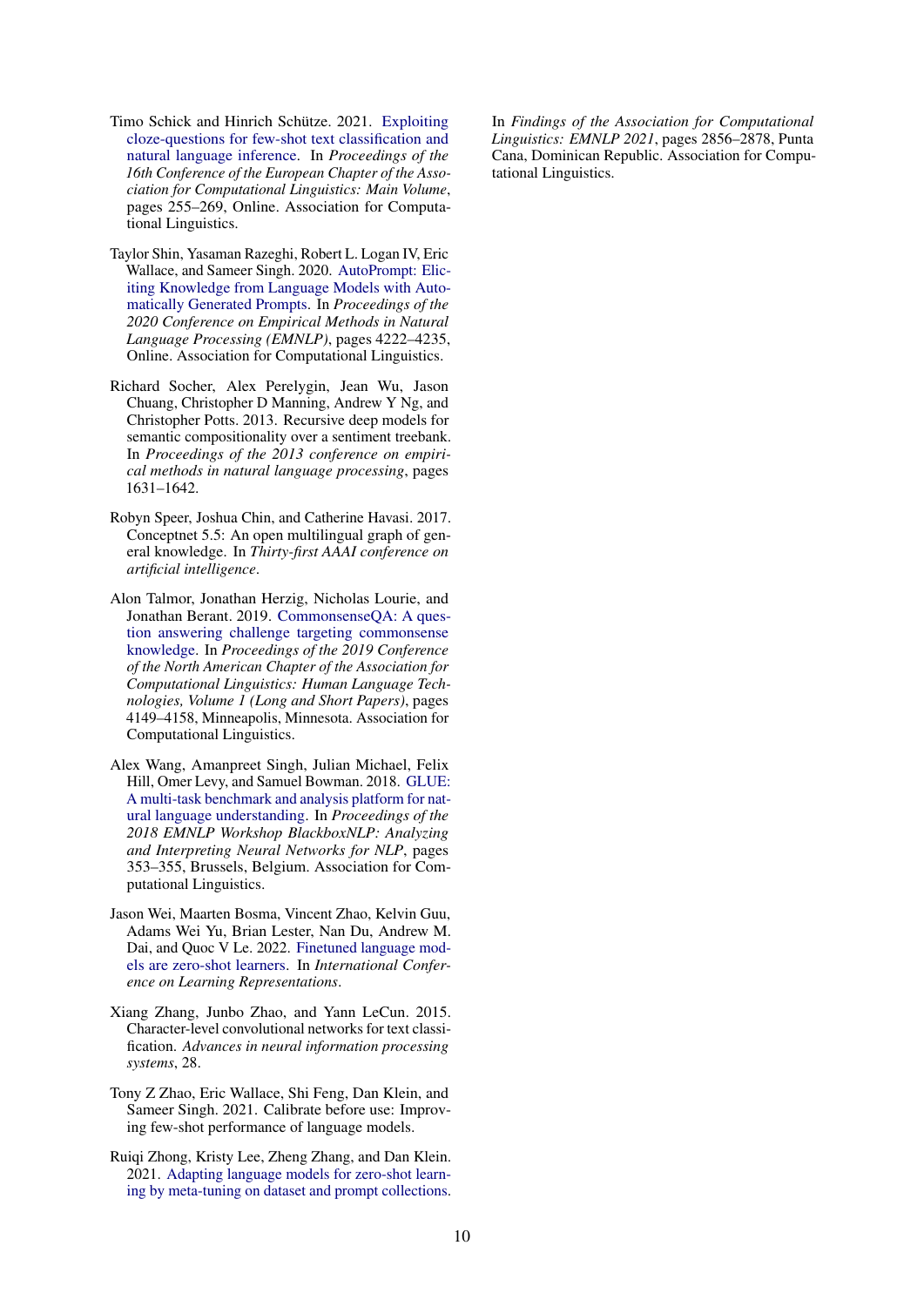Timo Schick and Hinrich Schütze. 2021. Exploiting cloze-questions for few-shot text classification and natural language inference. In *Proceedings of the 16th Conference of the European Chapter of the Association for Computational Linguistics: Main Volume*, pages 255–269, Online. Association for Computational Linguistics.

Taylor Shin, Yasaman Razeghi, Robert L. Logan IV, Eric Wallace, and Sameer Singh. 2020. AutoPrompt: Eliciting Knowledge from Language Models with Automatically Generated Prompts. In *Proceedings of the 2020 Conference on Empirical Methods in Natural Language Processing (EMNLP)*, pages 4222–4235, Online. Association for Computational Linguistics.

Richard Socher, Alex Perelygin, Jean Wu, Jason Chuang, Christopher D Manning, Andrew Y Ng, and Christopher Potts. 2013. Recursive deep models for semantic compositionality over a sentiment treebank. In *Proceedings of the 2013 conference on empirical methods in natural language processing*, pages 1631–1642.

Robyn Speer, Joshua Chin, and Catherine Havasi. 2017. Conceptnet 5.5: An open multilingual graph of general knowledge. In *Thirty-first AAAI conference on artificial intelligence*.

Alon Talmor, Jonathan Herzig, Nicholas Lourie, and Jonathan Berant. 2019. CommonsenseQA: A question answering challenge targeting commonsense knowledge. In *Proceedings of the 2019 Conference of the North American Chapter of the Association for Computational Linguistics: Human Language Technologies, Volume 1 (Long and Short Papers)*, pages 4149–4158, Minneapolis, Minnesota. Association for Computational Linguistics.

Alex Wang, Amanpreet Singh, Julian Michael, Felix Hill, Omer Levy, and Samuel Bowman. 2018. GLUE: A multi-task benchmark and analysis platform for natural language understanding. In *Proceedings of the 2018 EMNLP Workshop BlackboxNLP: Analyzing and Interpreting Neural Networks for NLP*, pages 353–355, Brussels, Belgium. Association for Computational Linguistics.

Jason Wei, Maarten Bosma, Vincent Zhao, Kelvin Guu, Adams Wei Yu, Brian Lester, Nan Du, Andrew M. Dai, and Quoc V Le. 2022. Finetuned language models are zero-shot learners. In *International Conference on Learning Representations*.

Xiang Zhang, Junbo Zhao, and Yann LeCun. 2015. Character-level convolutional networks for text classification. *Advances in neural information processing systems*, 28.

Tony Z Zhao, Eric Wallace, Shi Feng, Dan Klein, and Sameer Singh. 2021. Calibrate before use: Improving few-shot performance of language models.

Ruiqi Zhong, Kristy Lee, Zheng Zhang, and Dan Klein. 2021. Adapting language models for zero-shot learning by meta-tuning on dataset and prompt collections. In *Findings of the Association for Computational Linguistics: EMNLP 2021*, pages 2856–2878, Punta Cana, Dominican Republic. Association for Computational Linguistics.